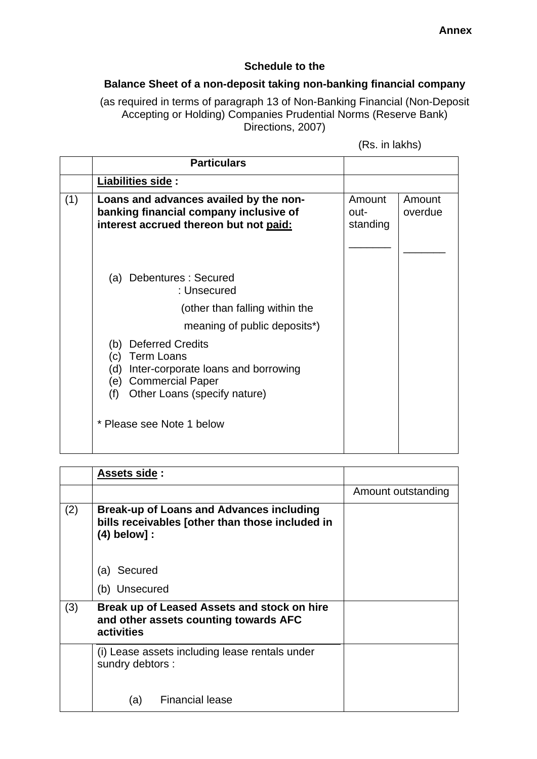**Annex**

**Schedule to the**

**Balance Sheet of a non-deposit taking non-banking financial company**

(as required in terms of paragraph 13 of Non-Banking Financial (Non-Deposit Accepting or Holding) Companies Prudential Norms (Reserve Bank) Directions, 2007)

(Rs. in lakhs)

| | Particulars | | |
|---|---|---|---|
| | **Liabilities side :** | | |
| (1) | **Loans and advances availed by the non-banking financial company inclusive of interest accrued thereon but not paid:** | Amount out-standing | Amount overdue |
| | (a) Debentures : Secured<br>: Unsecured<br>(other than falling within the meaning of public deposits*)<br>(b) Deferred Credits<br>(c) Term Loans<br>(d) Inter-corporate loans and borrowing<br>(e) Commercial Paper<br>(f) Other Loans (specify nature)<br><br>* Please see Note 1 below | | |

| | **Assets side :** | |
|---|---|---|
| | | Amount outstanding |
| (2) | **Break-up of Loans and Advances including bills receivables [other than those included in (4) below] :**<br><br>(a) Secured<br>(b) Unsecured | |
| (3) | **Break up of Leased Assets and stock on hire and other assets counting towards AFC activities** | |
| | (i) Lease assets including lease rentals under sundry debtors :<br><br>(a) Financial lease | |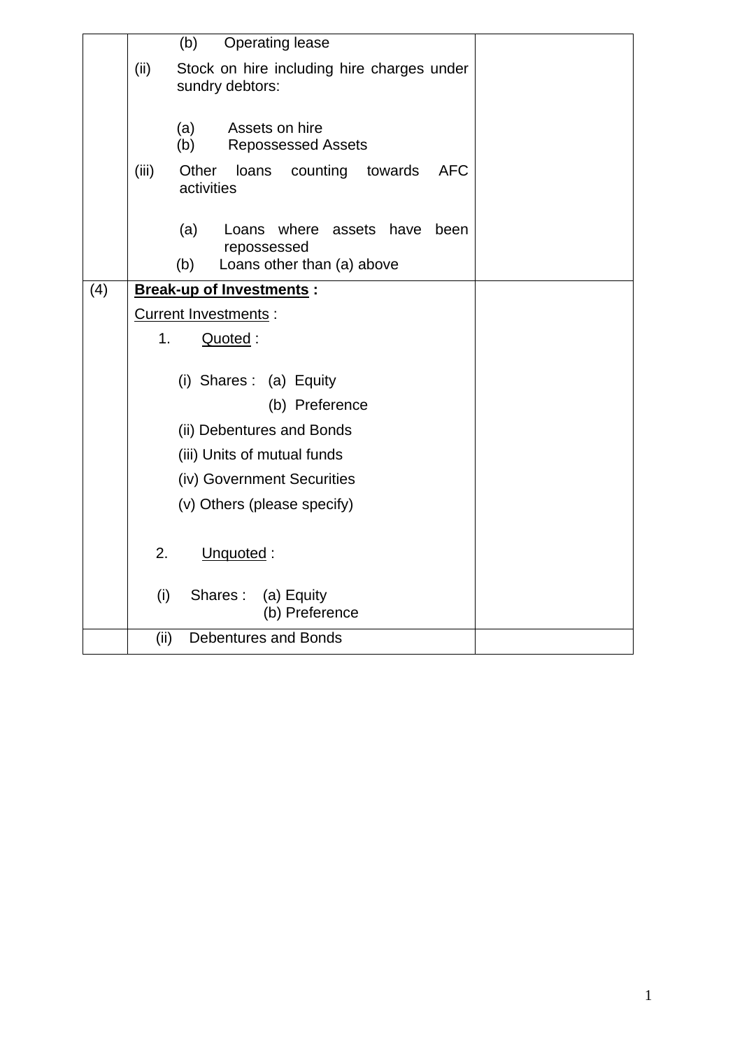| | | |
|---|---|---|
| | (b) Operating lease<br>(ii) Stock on hire including hire charges under sundry debtors:<br>(a) Assets on hire<br>(b) Repossessed Assets<br>(iii) Other loans counting towards AFC activities<br>(a) Loans where assets have been repossessed<br>(b) Loans other than (a) above | |
| (4) | **Break-up of Investments :**<br>Current Investments :<br>1. Quoted :<br>(i) Shares : (a) Equity<br>(b) Preference<br>(ii) Debentures and Bonds<br>(iii) Units of mutual funds<br>(iv) Government Securities<br>(v) Others (please specify)<br>2. Unquoted :<br>(i) Shares : (a) Equity<br>(b) Preference | |
| | (ii) Debentures and Bonds | |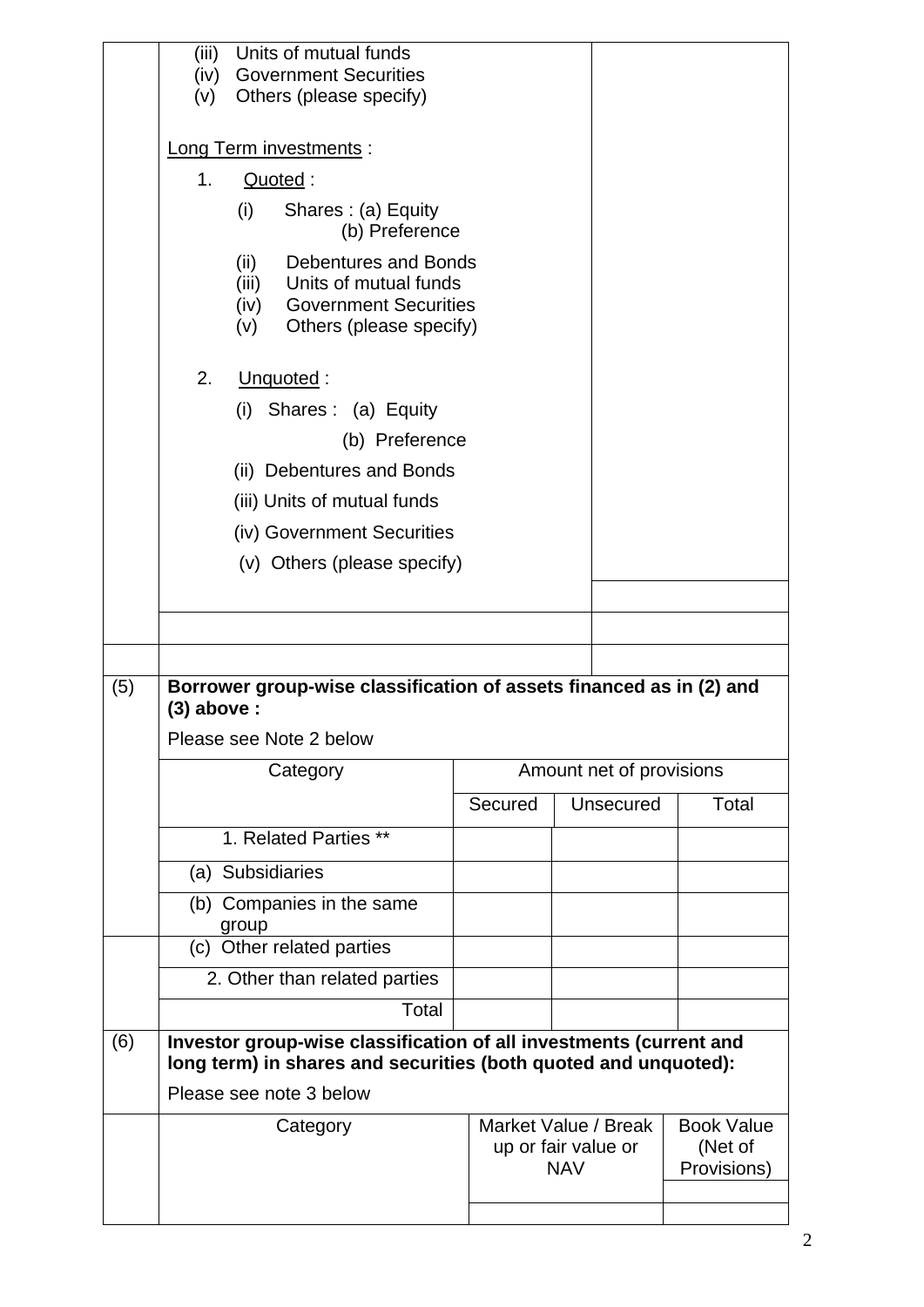| | | |
|---|---|---|
| | (iii) Units of mutual funds<br>(iv) Government Securities<br>(v) Others (please specify)<br><br>Long Term investments :<br>1. Quoted :<br>(i) Shares : (a) Equity<br>(b) Preference<br>(ii) Debentures and Bonds<br>(iii) Units of mutual funds<br>(iv) Government Securities<br>(v) Others (please specify)<br><br>2. Unquoted :<br>(i) Shares : (a) Equity<br>(b) Preference<br>(ii) Debentures and Bonds<br>(iii) Units of mutual funds<br>(iv) Government Securities<br>(v) Others (please specify) | |
| | | |
| | | |

(5) **Borrower group-wise classification of assets financed as in (2) and (3) above :**

Please see Note 2 below

| Category | Amount net of provisions | | |
|---|---|---|---|
| | Secured | Unsecured | Total |
| 1. Related Parties ** | | | |
| (a) Subsidiaries | | | |
| (b) Companies in the same group | | | |
| (c) Other related parties | | | |
| 2. Other than related parties | | | |
| Total | | | |

(6) **Investor group-wise classification of all investments (current and long term) in shares and securities (both quoted and unquoted):**

Please see note 3 below

| Category | Market Value / Break up or fair value or NAV | Book Value (Net of Provisions) |
|---|---|---|
| | | |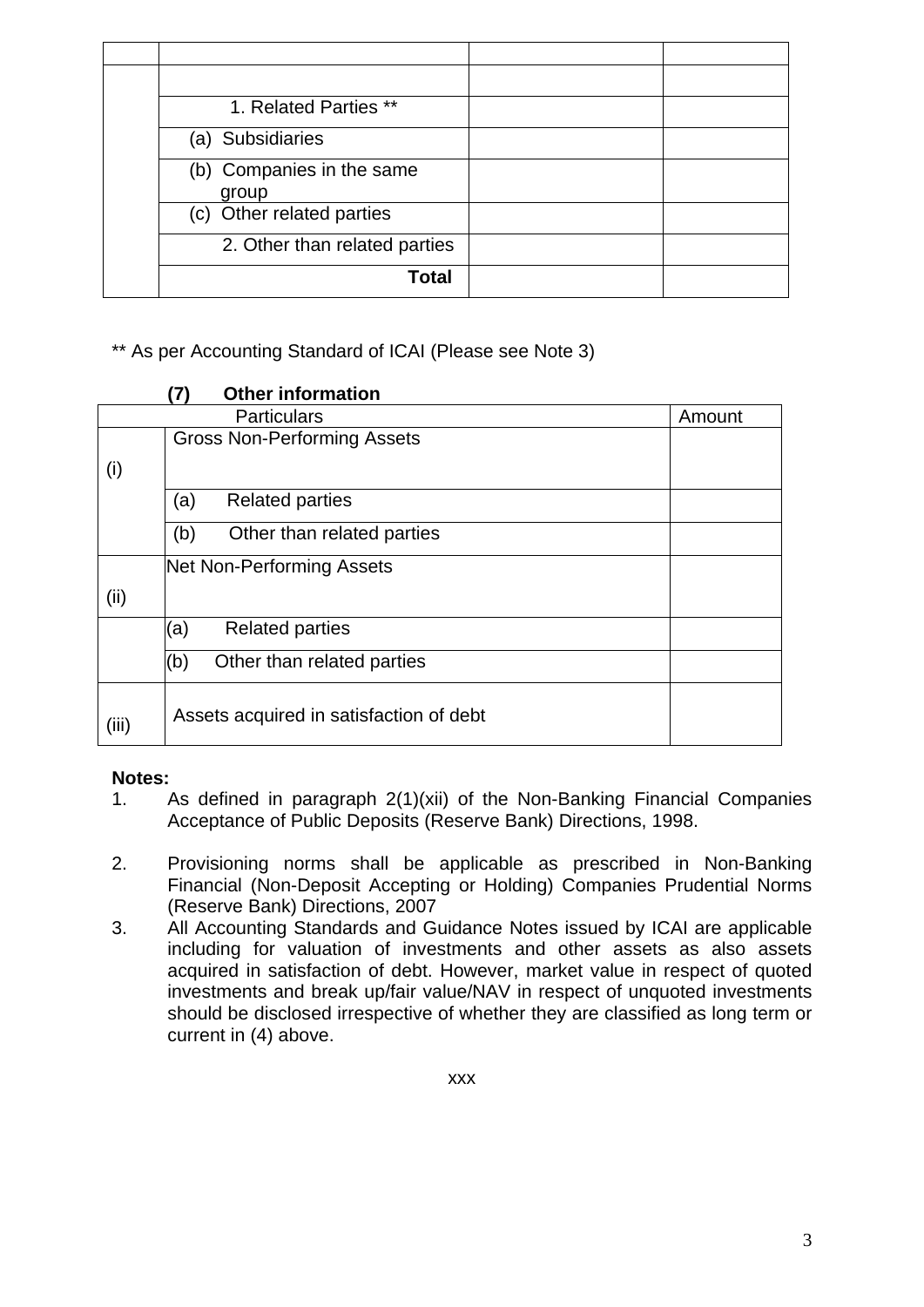| | | | |
|---|---|---|---|
| | | | |
| | | | |
| | 1. Related Parties ** | | |
| | (a) Subsidiaries | | |
| | (b) Companies in the same group | | |
| | (c) Other related parties | | |
| | 2. Other than related parties | | |
| | **Total** | | |

** As per Accounting Standard of ICAI (Please see Note 3)

**(7) Other information**

| Particulars | | Amount |
|---|---|---|
| (i) | Gross Non-Performing Assets | |
| | (a) Related parties | |
| | (b) Other than related parties | |
| (ii) | Net Non-Performing Assets | |
| | (a) Related parties | |
| | (b) Other than related parties | |
| (iii) | Assets acquired in satisfaction of debt | |

**Notes:**

1. As defined in paragraph 2(1)(xii) of the Non-Banking Financial Companies Acceptance of Public Deposits (Reserve Bank) Directions, 1998.

2. Provisioning norms shall be applicable as prescribed in Non-Banking Financial (Non-Deposit Accepting or Holding) Companies Prudential Norms (Reserve Bank) Directions, 2007

3. All Accounting Standards and Guidance Notes issued by ICAI are applicable including for valuation of investments and other assets as also assets acquired in satisfaction of debt. However, market value in respect of quoted investments and break up/fair value/NAV in respect of unquoted investments should be disclosed irrespective of whether they are classified as long term or current in (4) above.

xxx